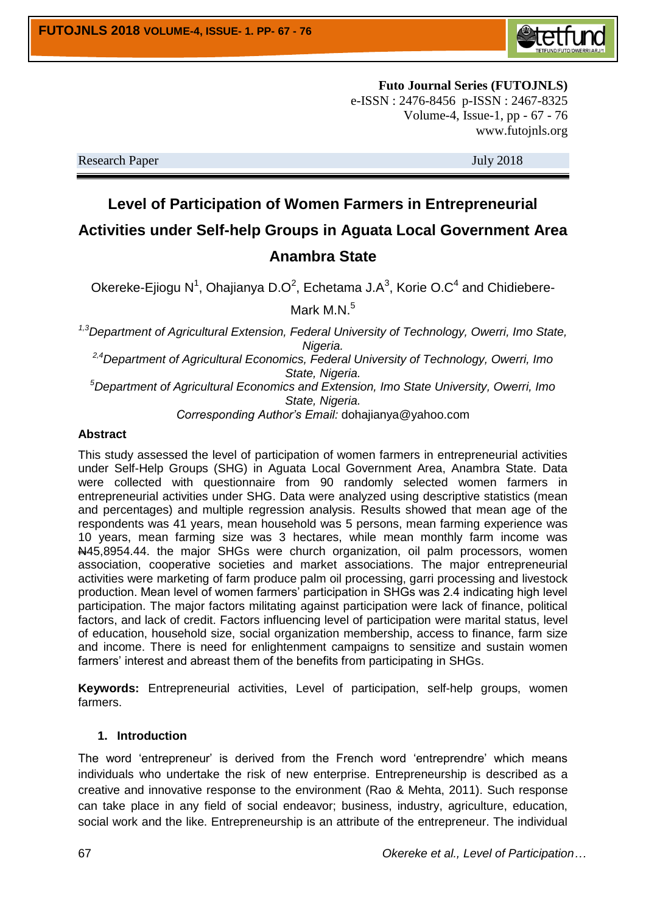Futo Journal Series (FUTOJNLS)
e-ISSN : 2476-8456 p-ISSN : 2467-8325
Volume-4, Issue-1, pp - 67 - 76
www.futojnls.org

Research Paper July 2018

# Level of Participation of Women Farmers in Entrepreneurial Activities under Self-help Groups in Aguata Local Government Area Anambra State

Okereke-Ejiogu N[1], Ohajianya D.O[2], Echetama J.A[3], Korie O.C[4] and Chidiebere-Mark M.N.[5]

[1,3]*Department of Agricultural Extension, Federal University of Technology, Owerri, Imo State, Nigeria.*

[2,4]*Department of Agricultural Economics, Federal University of Technology, Owerri, Imo State, Nigeria.*

[5]*Department of Agricultural Economics and Extension, Imo State University, Owerri, Imo State, Nigeria.*

*Corresponding Author's Email:* dohajianya@yahoo.com

**Abstract**

This study assessed the level of participation of women farmers in entrepreneurial activities under Self-Help Groups (SHG) in Aguata Local Government Area, Anambra State. Data were collected with questionnaire from 90 randomly selected women farmers in entrepreneurial activities under SHG. Data were analyzed using descriptive statistics (mean and percentages) and multiple regression analysis. Results showed that mean age of the respondents was 41 years, mean household was 5 persons, mean farming experience was 10 years, mean farming size was 3 hectares, while mean monthly farm income was ₦45,8954.44. the major SHGs were church organization, oil palm processors, women association, cooperative societies and market associations. The major entrepreneurial activities were marketing of farm produce palm oil processing, garri processing and livestock production. Mean level of women farmers' participation in SHGs was 2.4 indicating high level participation. The major factors militating against participation were lack of finance, political factors, and lack of credit. Factors influencing level of participation were marital status, level of education, household size, social organization membership, access to finance, farm size and income. There is need for enlightenment campaigns to sensitize and sustain women farmers' interest and abreast them of the benefits from participating in SHGs.

**Keywords:** Entrepreneurial activities, Level of participation, self-help groups, women farmers.

## 1. Introduction

The word 'entrepreneur' is derived from the French word 'entreprendre' which means individuals who undertake the risk of new enterprise. Entrepreneurship is described as a creative and innovative response to the environment (Rao & Mehta, 2011). Such response can take place in any field of social endeavor; business, industry, agriculture, education, social work and the like. Entrepreneurship is an attribute of the entrepreneur. The individual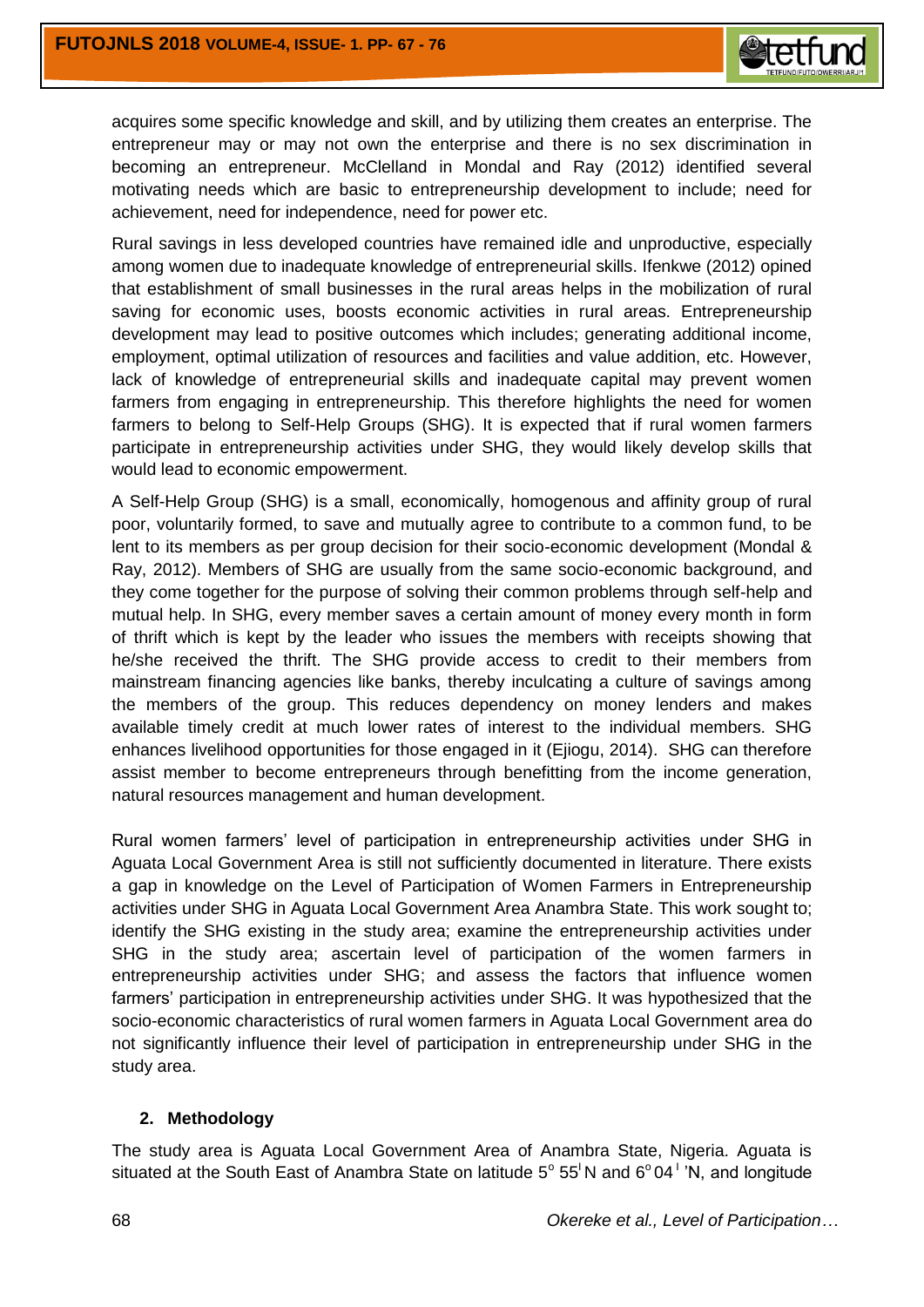acquires some specific knowledge and skill, and by utilizing them creates an enterprise. The entrepreneur may or may not own the enterprise and there is no sex discrimination in becoming an entrepreneur. McClelland in Mondal and Ray (2012) identified several motivating needs which are basic to entrepreneurship development to include; need for achievement, need for independence, need for power etc.

Rural savings in less developed countries have remained idle and unproductive, especially among women due to inadequate knowledge of entrepreneurial skills. Ifenkwe (2012) opined that establishment of small businesses in the rural areas helps in the mobilization of rural saving for economic uses, boosts economic activities in rural areas. Entrepreneurship development may lead to positive outcomes which includes; generating additional income, employment, optimal utilization of resources and facilities and value addition, etc. However, lack of knowledge of entrepreneurial skills and inadequate capital may prevent women farmers from engaging in entrepreneurship. This therefore highlights the need for women farmers to belong to Self-Help Groups (SHG). It is expected that if rural women farmers participate in entrepreneurship activities under SHG, they would likely develop skills that would lead to economic empowerment.

A Self-Help Group (SHG) is a small, economically, homogenous and affinity group of rural poor, voluntarily formed, to save and mutually agree to contribute to a common fund, to be lent to its members as per group decision for their socio-economic development (Mondal & Ray, 2012). Members of SHG are usually from the same socio-economic background, and they come together for the purpose of solving their common problems through self-help and mutual help. In SHG, every member saves a certain amount of money every month in form of thrift which is kept by the leader who issues the members with receipts showing that he/she received the thrift. The SHG provide access to credit to their members from mainstream financing agencies like banks, thereby inculcating a culture of savings among the members of the group. This reduces dependency on money lenders and makes available timely credit at much lower rates of interest to the individual members. SHG enhances livelihood opportunities for those engaged in it (Ejiogu, 2014). SHG can therefore assist member to become entrepreneurs through benefitting from the income generation, natural resources management and human development.

Rural women farmers' level of participation in entrepreneurship activities under SHG in Aguata Local Government Area is still not sufficiently documented in literature. There exists a gap in knowledge on the Level of Participation of Women Farmers in Entrepreneurship activities under SHG in Aguata Local Government Area Anambra State. This work sought to; identify the SHG existing in the study area; examine the entrepreneurship activities under SHG in the study area; ascertain level of participation of the women farmers in entrepreneurship activities under SHG; and assess the factors that influence women farmers' participation in entrepreneurship activities under SHG. It was hypothesized that the socio-economic characteristics of rural women farmers in Aguata Local Government area do not significantly influence their level of participation in entrepreneurship under SHG in the study area.

## 2. Methodology

The study area is Aguata Local Government Area of Anambra State, Nigeria. Aguata is situated at the South East of Anambra State on latitude $5^{o}$ $55^{l}$N and $6^{o}$ $04^{l}$'N, and longitude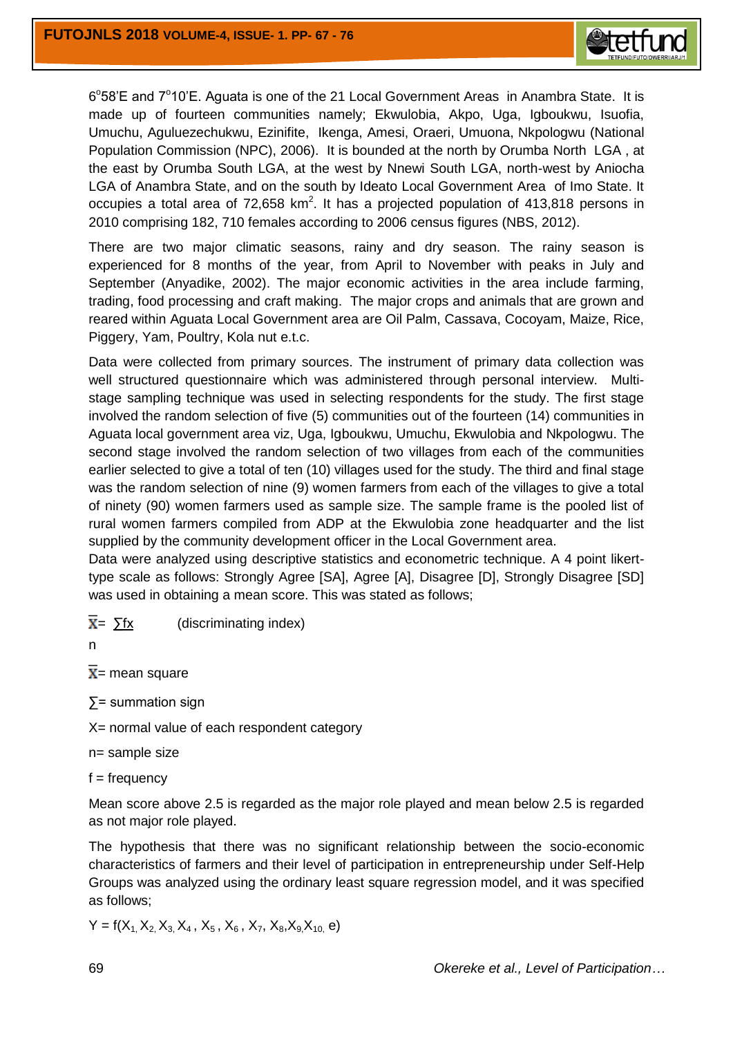6°58'E and 7°10'E. Aguata is one of the 21 Local Government Areas in Anambra State. It is made up of fourteen communities namely; Ekwulobia, Akpo, Uga, Igboukwu, Isuofia, Umuchu, Aguluezechukwu, Ezinifite, Ikenga, Amesi, Oraeri, Umuona, Nkpologwu (National Population Commission (NPC), 2006). It is bounded at the north by Orumba North LGA , at the east by Orumba South LGA, at the west by Nnewi South LGA, north-west by Aniocha LGA of Anambra State, and on the south by Ideato Local Government Area of Imo State. It occupies a total area of 72,658 km$^2$. It has a projected population of 413,818 persons in 2010 comprising 182, 710 females according to 2006 census figures (NBS, 2012).

There are two major climatic seasons, rainy and dry season. The rainy season is experienced for 8 months of the year, from April to November with peaks in July and September (Anyadike, 2002). The major economic activities in the area include farming, trading, food processing and craft making. The major crops and animals that are grown and reared within Aguata Local Government area are Oil Palm, Cassava, Cocoyam, Maize, Rice, Piggery, Yam, Poultry, Kola nut e.t.c.

Data were collected from primary sources. The instrument of primary data collection was well structured questionnaire which was administered through personal interview. Multi-stage sampling technique was used in selecting respondents for the study. The first stage involved the random selection of five (5) communities out of the fourteen (14) communities in Aguata local government area viz, Uga, Igboukwu, Umuchu, Ekwulobia and Nkpologwu. The second stage involved the random selection of two villages from each of the communities earlier selected to give a total of ten (10) villages used for the study. The third and final stage was the random selection of nine (9) women farmers from each of the villages to give a total of ninety (90) women farmers used as sample size. The sample frame is the pooled list of rural women farmers compiled from ADP at the Ekwulobia zone headquarter and the list supplied by the community development officer in the Local Government area.

Data were analyzed using descriptive statistics and econometric technique. A 4 point likert-type scale as follows: Strongly Agree [SA], Agree [A], Disagree [D], Strongly Disagree [SD] was used in obtaining a mean score. This was stated as follows;

$$\bar{X} = \frac{\sum fx}{n} \qquad \text{(discriminating index)}$$

$\bar{X}$= mean square

$\sum$= summation sign

X= normal value of each respondent category

n= sample size

f = frequency

Mean score above 2.5 is regarded as the major role played and mean below 2.5 is regarded as not major role played.

The hypothesis that there was no significant relationship between the socio-economic characteristics of farmers and their level of participation in entrepreneurship under Self-Help Groups was analyzed using the ordinary least square regression model, and it was specified as follows;

$$Y = f(X_1, X_2, X_3, X_4, X_5, X_6, X_7, X_8, X_9, X_{10}, e)$$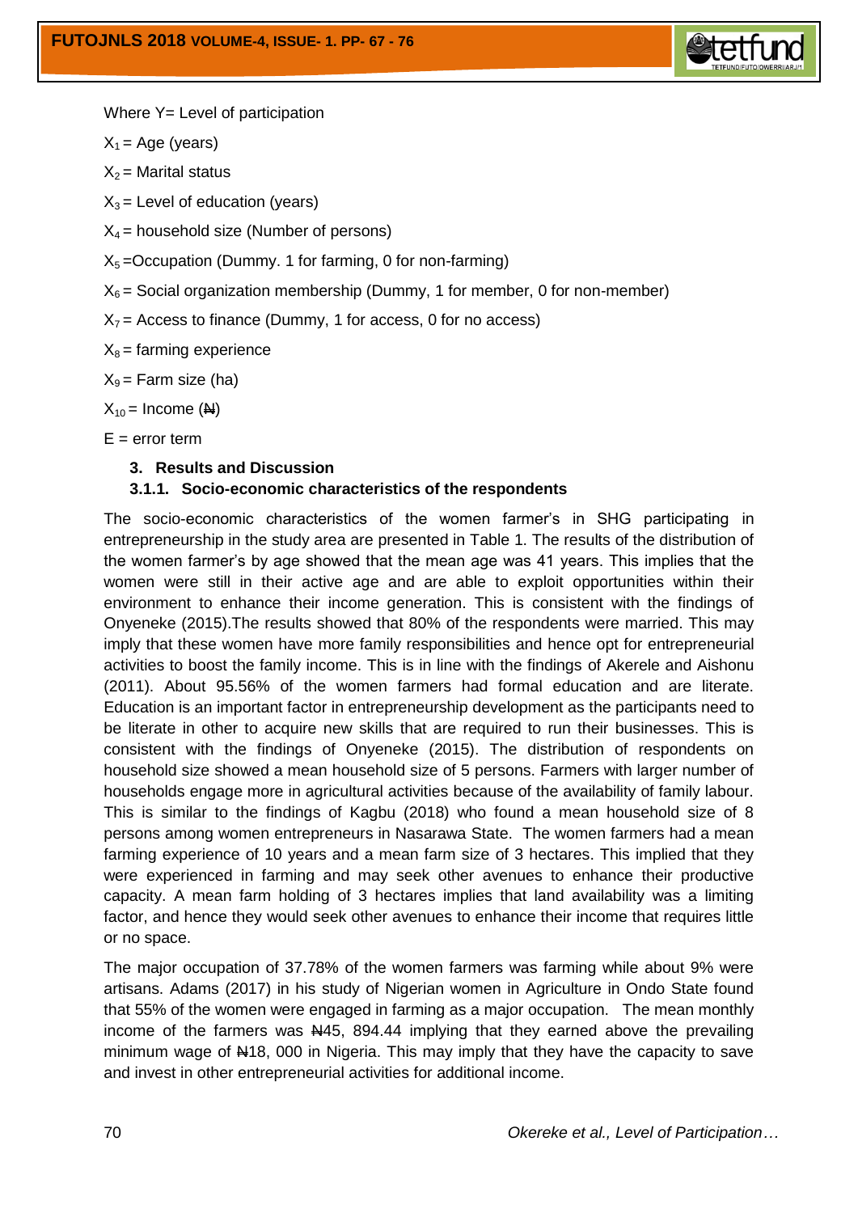Where Y= Level of participation

$X_1$ = Age (years)

$X_2$ = Marital status

$X_3$ = Level of education (years)

$X_4$ = household size (Number of persons)

$X_5$ =Occupation (Dummy. 1 for farming, 0 for non-farming)

$X_6$ = Social organization membership (Dummy, 1 for member, 0 for non-member)

$X_7$ = Access to finance (Dummy, 1 for access, 0 for no access)

$X_8$ = farming experience

$X_9$ = Farm size (ha)

$X_{10}$ = Income (₦)

E = error term

## 3. Results and Discussion

### 3.1.1. Socio-economic characteristics of the respondents

The socio-economic characteristics of the women farmer's in SHG participating in entrepreneurship in the study area are presented in Table 1. The results of the distribution of the women farmer's by age showed that the mean age was 41 years. This implies that the women were still in their active age and are able to exploit opportunities within their environment to enhance their income generation. This is consistent with the findings of Onyeneke (2015).The results showed that 80% of the respondents were married. This may imply that these women have more family responsibilities and hence opt for entrepreneurial activities to boost the family income. This is in line with the findings of Akerele and Aishonu (2011). About 95.56% of the women farmers had formal education and are literate. Education is an important factor in entrepreneurship development as the participants need to be literate in other to acquire new skills that are required to run their businesses. This is consistent with the findings of Onyeneke (2015). The distribution of respondents on household size showed a mean household size of 5 persons. Farmers with larger number of households engage more in agricultural activities because of the availability of family labour. This is similar to the findings of Kagbu (2018) who found a mean household size of 8 persons among women entrepreneurs in Nasarawa State. The women farmers had a mean farming experience of 10 years and a mean farm size of 3 hectares. This implied that they were experienced in farming and may seek other avenues to enhance their productive capacity. A mean farm holding of 3 hectares implies that land availability was a limiting factor, and hence they would seek other avenues to enhance their income that requires little or no space.

The major occupation of 37.78% of the women farmers was farming while about 9% were artisans. Adams (2017) in his study of Nigerian women in Agriculture in Ondo State found that 55% of the women were engaged in farming as a major occupation. The mean monthly income of the farmers was ₦45, 894.44 implying that they earned above the prevailing minimum wage of ₦18, 000 in Nigeria. This may imply that they have the capacity to save and invest in other entrepreneurial activities for additional income.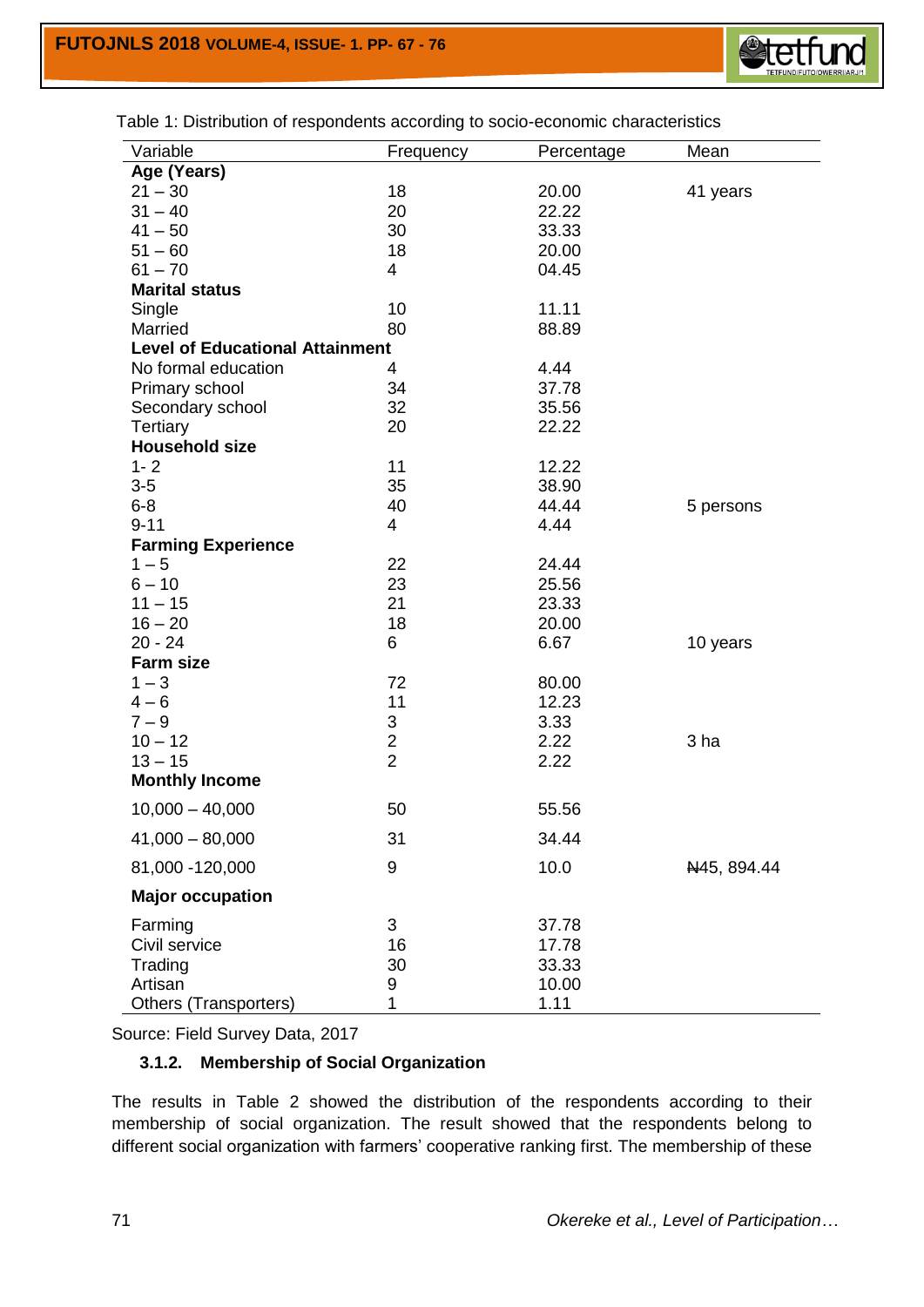Table 1: Distribution of respondents according to socio-economic characteristics

| Variable | Frequency | Percentage | Mean |
|---|---|---|---|
| **Age (Years)** | | | |
| 21 – 30 | 18 | 20.00 | 41 years |
| 31 – 40 | 20 | 22.22 | |
| 41 – 50 | 30 | 33.33 | |
| 51 – 60 | 18 | 20.00 | |
| 61 – 70 | 4 | 04.45 | |
| **Marital status** | | | |
| Single | 10 | 11.11 | |
| Married | 80 | 88.89 | |
| **Level of Educational Attainment** | | | |
| No formal education | 4 | 4.44 | |
| Primary school | 34 | 37.78 | |
| Secondary school | 32 | 35.56 | |
| Tertiary | 20 | 22.22 | |
| **Household size** | | | |
| 1- 2 | 11 | 12.22 | |
| 3-5 | 35 | 38.90 | |
| 6-8 | 40 | 44.44 | 5 persons |
| 9-11 | 4 | 4.44 | |
| **Farming Experience** | | | |
| 1 – 5 | 22 | 24.44 | |
| 6 – 10 | 23 | 25.56 | |
| 11 – 15 | 21 | 23.33 | |
| 16 – 20 | 18 | 20.00 | |
| 20 - 24 | 6 | 6.67 | 10 years |
| **Farm size** | | | |
| 1 – 3 | 72 | 80.00 | |
| 4 – 6 | 11 | 12.23 | |
| 7 – 9 | 3 | 3.33 | |
| 10 – 12 | 2 | 2.22 | 3 ha |
| 13 – 15 | 2 | 2.22 | |
| **Monthly Income** | | | |
| 10,000 – 40,000 | 50 | 55.56 | |
| 41,000 – 80,000 | 31 | 34.44 | |
| 81,000 -120,000 | 9 | 10.0 | ₦45, 894.44 |
| **Major occupation** | | | |
| Farming | 3 | 37.78 | |
| Civil service | 16 | 17.78 | |
| Trading | 30 | 33.33 | |
| Artisan | 9 | 10.00 | |
| Others (Transporters) | 1 | 1.11 | |

Source: Field Survey Data, 2017

### 3.1.2. Membership of Social Organization

The results in Table 2 showed the distribution of the respondents according to their membership of social organization. The result showed that the respondents belong to different social organization with farmers' cooperative ranking first. The membership of these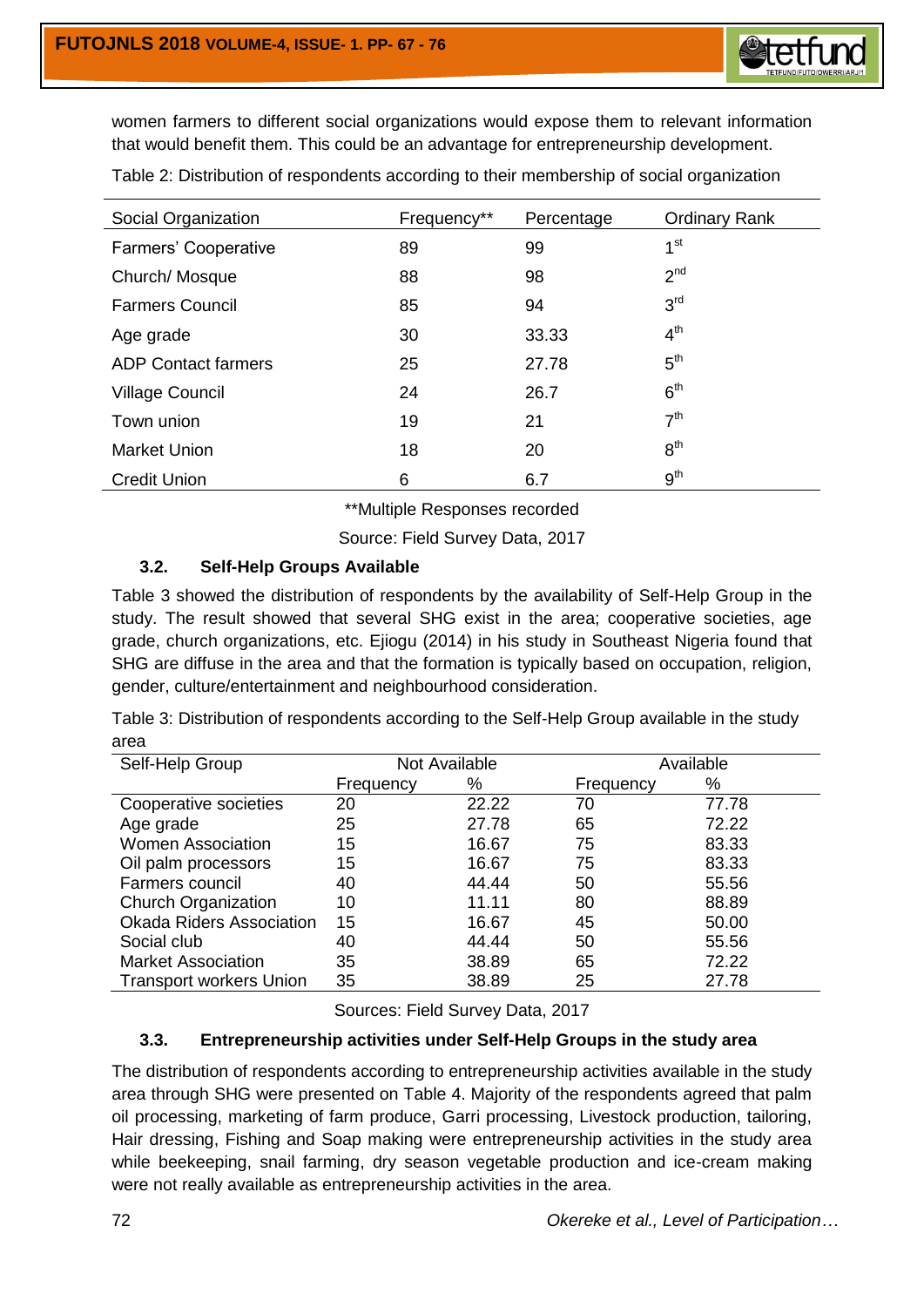women farmers to different social organizations would expose them to relevant information that would benefit them. This could be an advantage for entrepreneurship development.

Table 2: Distribution of respondents according to their membership of social organization

| Social Organization | Frequency** | Percentage | Ordinary Rank |
|---|---|---|---|
| Farmers' Cooperative | 89 | 99 | 1st |
| Church/ Mosque | 88 | 98 | 2nd |
| Farmers Council | 85 | 94 | 3rd |
| Age grade | 30 | 33.33 | 4th |
| ADP Contact farmers | 25 | 27.78 | 5th |
| Village Council | 24 | 26.7 | 6th |
| Town union | 19 | 21 | 7th |
| Market Union | 18 | 20 | 8th |
| Credit Union | 6 | 6.7 | 9th |

**Multiple Responses recorded

Source: Field Survey Data, 2017

### 3.2. Self-Help Groups Available

Table 3 showed the distribution of respondents by the availability of Self-Help Group in the study. The result showed that several SHG exist in the area; cooperative societies, age grade, church organizations, etc. Ejiogu (2014) in his study in Southeast Nigeria found that SHG are diffuse in the area and that the formation is typically based on occupation, religion, gender, culture/entertainment and neighbourhood consideration.

Table 3: Distribution of respondents according to the Self-Help Group available in the study area

| Self-Help Group | Not Available | | Available | |
|---|---|---|---|---|
| | Frequency | % | Frequency | % |
| Cooperative societies | 20 | 22.22 | 70 | 77.78 |
| Age grade | 25 | 27.78 | 65 | 72.22 |
| Women Association | 15 | 16.67 | 75 | 83.33 |
| Oil palm processors | 15 | 16.67 | 75 | 83.33 |
| Farmers council | 40 | 44.44 | 50 | 55.56 |
| Church Organization | 10 | 11.11 | 80 | 88.89 |
| Okada Riders Association | 15 | 16.67 | 45 | 50.00 |
| Social club | 40 | 44.44 | 50 | 55.56 |
| Market Association | 35 | 38.89 | 65 | 72.22 |
| Transport workers Union | 35 | 38.89 | 25 | 27.78 |

Sources: Field Survey Data, 2017

### 3.3. Entrepreneurship activities under Self-Help Groups in the study area

The distribution of respondents according to entrepreneurship activities available in the study area through SHG were presented on Table 4. Majority of the respondents agreed that palm oil processing, marketing of farm produce, Garri processing, Livestock production, tailoring, Hair dressing, Fishing and Soap making were entrepreneurship activities in the study area while beekeeping, snail farming, dry season vegetable production and ice-cream making were not really available as entrepreneurship activities in the area.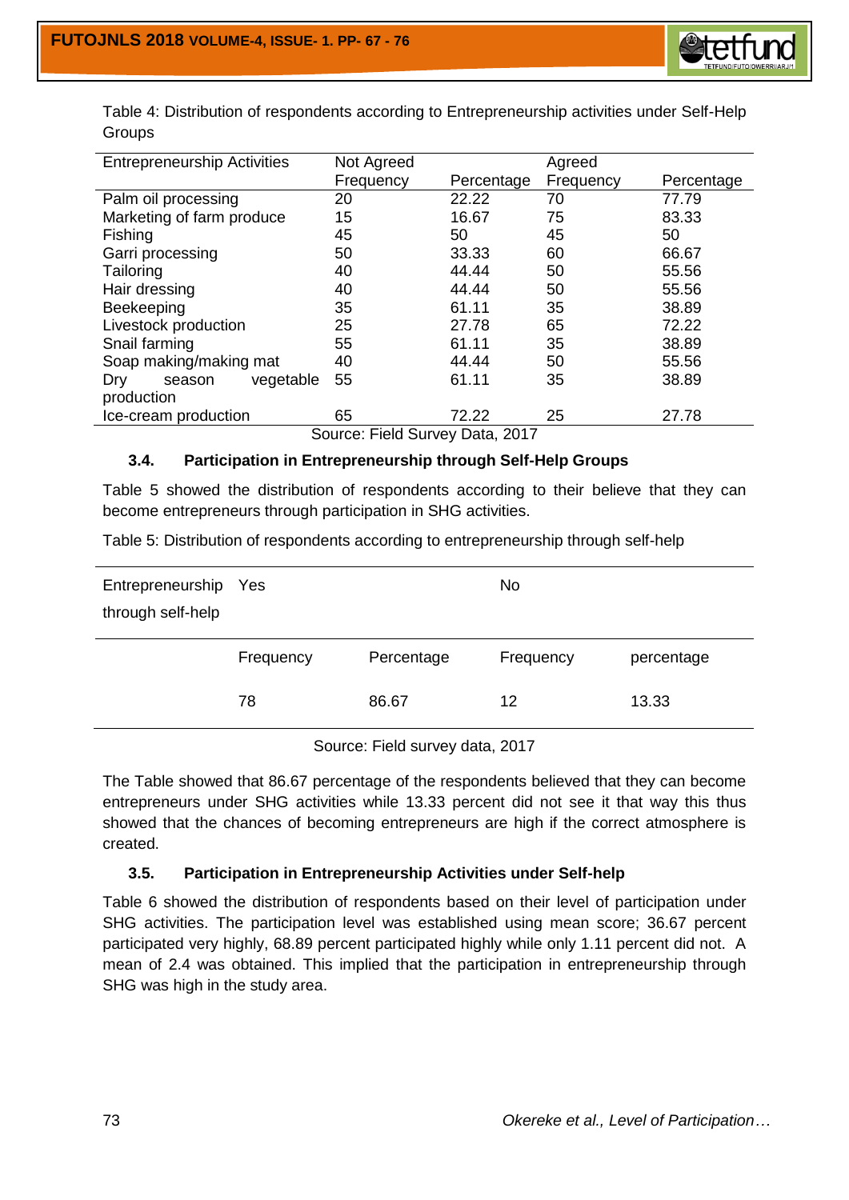Table 4: Distribution of respondents according to Entrepreneurship activities under Self-Help Groups

| Entrepreneurship Activities | Not Agreed | | Agreed | |
|---|---|---|---|---|
| | Frequency | Percentage | Frequency | Percentage |
| Palm oil processing | 20 | 22.22 | 70 | 77.79 |
| Marketing of farm produce | 15 | 16.67 | 75 | 83.33 |
| Fishing | 45 | 50 | 45 | 50 |
| Garri processing | 50 | 33.33 | 60 | 66.67 |
| Tailoring | 40 | 44.44 | 50 | 55.56 |
| Hair dressing | 40 | 44.44 | 50 | 55.56 |
| Beekeeping | 35 | 61.11 | 35 | 38.89 |
| Livestock production | 25 | 27.78 | 65 | 72.22 |
| Snail farming | 55 | 61.11 | 35 | 38.89 |
| Soap making/making mat | 40 | 44.44 | 50 | 55.56 |
| Dry season vegetable production | 55 | 61.11 | 35 | 38.89 |
| Ice-cream production | 65 | 72.22 | 25 | 27.78 |

Source: Field Survey Data, 2017

### 3.4. Participation in Entrepreneurship through Self-Help Groups

Table 5 showed the distribution of respondents according to their believe that they can become entrepreneurs through participation in SHG activities.

Table 5: Distribution of respondents according to entrepreneurship through self-help

| Entrepreneurship through self-help | Yes | | No | |
|---|---|---|---|---|
| | Frequency | Percentage | Frequency | percentage |
| | 78 | 86.67 | 12 | 13.33 |

Source: Field survey data, 2017

The Table showed that 86.67 percentage of the respondents believed that they can become entrepreneurs under SHG activities while 13.33 percent did not see it that way this thus showed that the chances of becoming entrepreneurs are high if the correct atmosphere is created.

### 3.5. Participation in Entrepreneurship Activities under Self-help

Table 6 showed the distribution of respondents based on their level of participation under SHG activities. The participation level was established using mean score; 36.67 percent participated very highly, 68.89 percent participated highly while only 1.11 percent did not. A mean of 2.4 was obtained. This implied that the participation in entrepreneurship through SHG was high in the study area.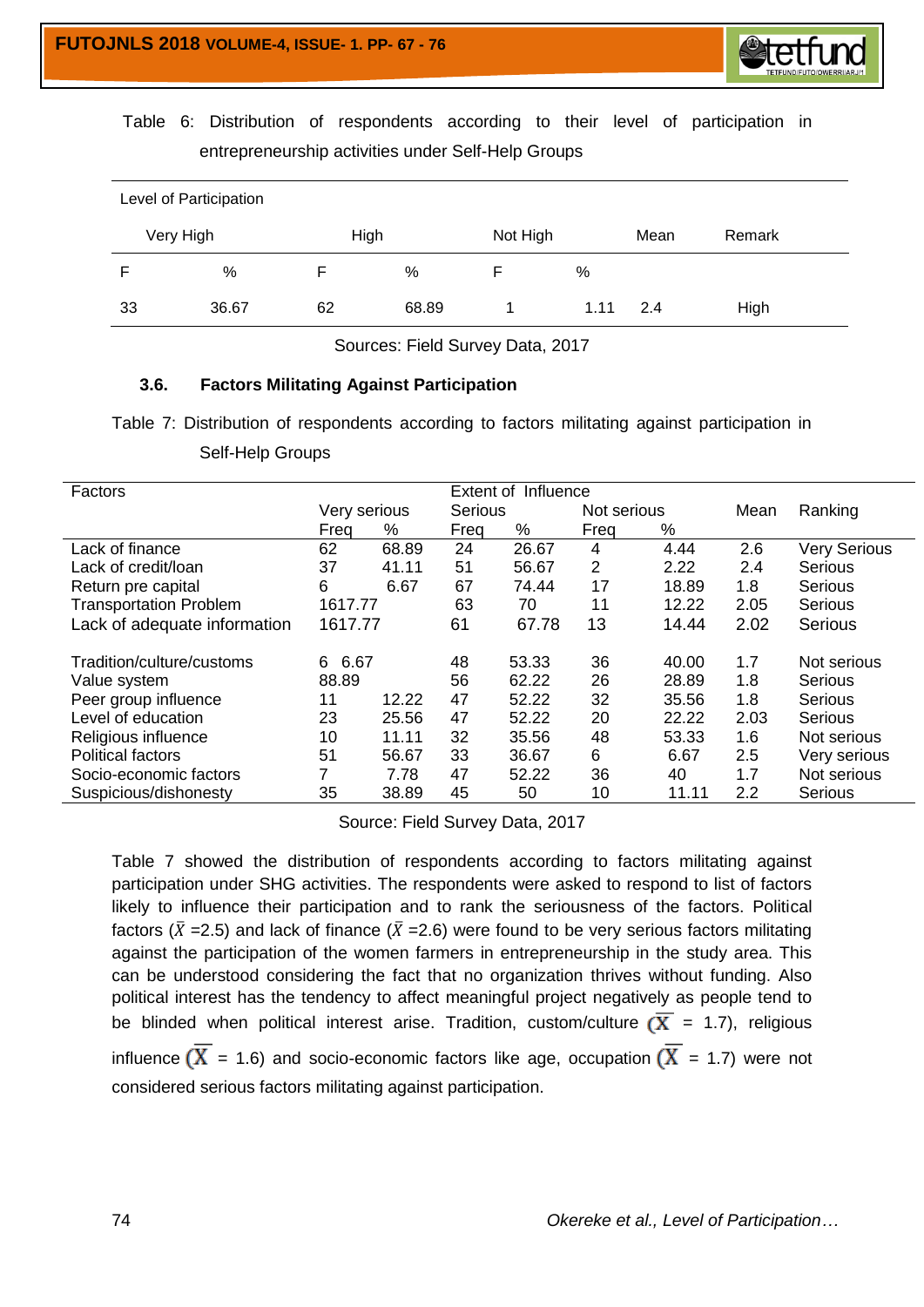Table 6: Distribution of respondents according to their level of participation in entrepreneurship activities under Self-Help Groups

| Level of Participation | | | | | | | |
|---|---|---|---|---|---|---|---|
| Very High | | High | | Not High | | Mean | Remark |
| F | % | F | % | F | % | | |
| 33 | 36.67 | 62 | 68.89 | 1 | 1.11 | 2.4 | High |

Sources: Field Survey Data, 2017

### 3.6. Factors Militating Against Participation

Table 7: Distribution of respondents according to factors militating against participation in Self-Help Groups

| Factors | Extent of Influence | | | | | | Mean | Ranking |
|---|---|---|---|---|---|---|---|---|
| | Very serious | | Serious | | Not serious | | | |
| | Freq | % | Freq | % | Freq | % | | |
| Lack of finance | 62 | 68.89 | 24 | 26.67 | 4 | 4.44 | 2.6 | Very Serious |
| Lack of credit/loan | 37 | 41.11 | 51 | 56.67 | 2 | 2.22 | 2.4 | Serious |
| Return pre capital | 6 | 6.67 | 67 | 74.44 | 17 | 18.89 | 1.8 | Serious |
| Transportation Problem | 1617.77 | | 63 | 70 | 11 | 12.22 | 2.05 | Serious |
| Lack of adequate information | 1617.77 | | 61 | 67.78 | 13 | 14.44 | 2.02 | Serious |
| Tradition/culture/customs | 6 6.67 | | 48 | 53.33 | 36 | 40.00 | 1.7 | Not serious |
| Value system | 88.89 | | 56 | 62.22 | 26 | 28.89 | 1.8 | Serious |
| Peer group influence | 11 | 12.22 | 47 | 52.22 | 32 | 35.56 | 1.8 | Serious |
| Level of education | 23 | 25.56 | 47 | 52.22 | 20 | 22.22 | 2.03 | Serious |
| Religious influence | 10 | 11.11 | 32 | 35.56 | 48 | 53.33 | 1.6 | Not serious |
| Political factors | 51 | 56.67 | 33 | 36.67 | 6 | 6.67 | 2.5 | Very serious |
| Socio-economic factors | 7 | 7.78 | 47 | 52.22 | 36 | 40 | 1.7 | Not serious |
| Suspicious/dishonesty | 35 | 38.89 | 45 | 50 | 10 | 11.11 | 2.2 | Serious |

Source: Field Survey Data, 2017

Table 7 showed the distribution of respondents according to factors militating against participation under SHG activities. The respondents were asked to respond to list of factors likely to influence their participation and to rank the seriousness of the factors. Political factors ($\bar{X}$ =2.5) and lack of finance ($\bar{X}$ =2.6) were found to be very serious factors militating against the participation of the women farmers in entrepreneurship in the study area. This can be understood considering the fact that no organization thrives without funding. Also political interest has the tendency to affect meaningful project negatively as people tend to be blinded when political interest arise. Tradition, custom/culture ($\bar{X}$ = 1.7), religious influence ($\bar{X}$ = 1.6) and socio-economic factors like age, occupation ($\bar{X}$ = 1.7) were not considered serious factors militating against participation.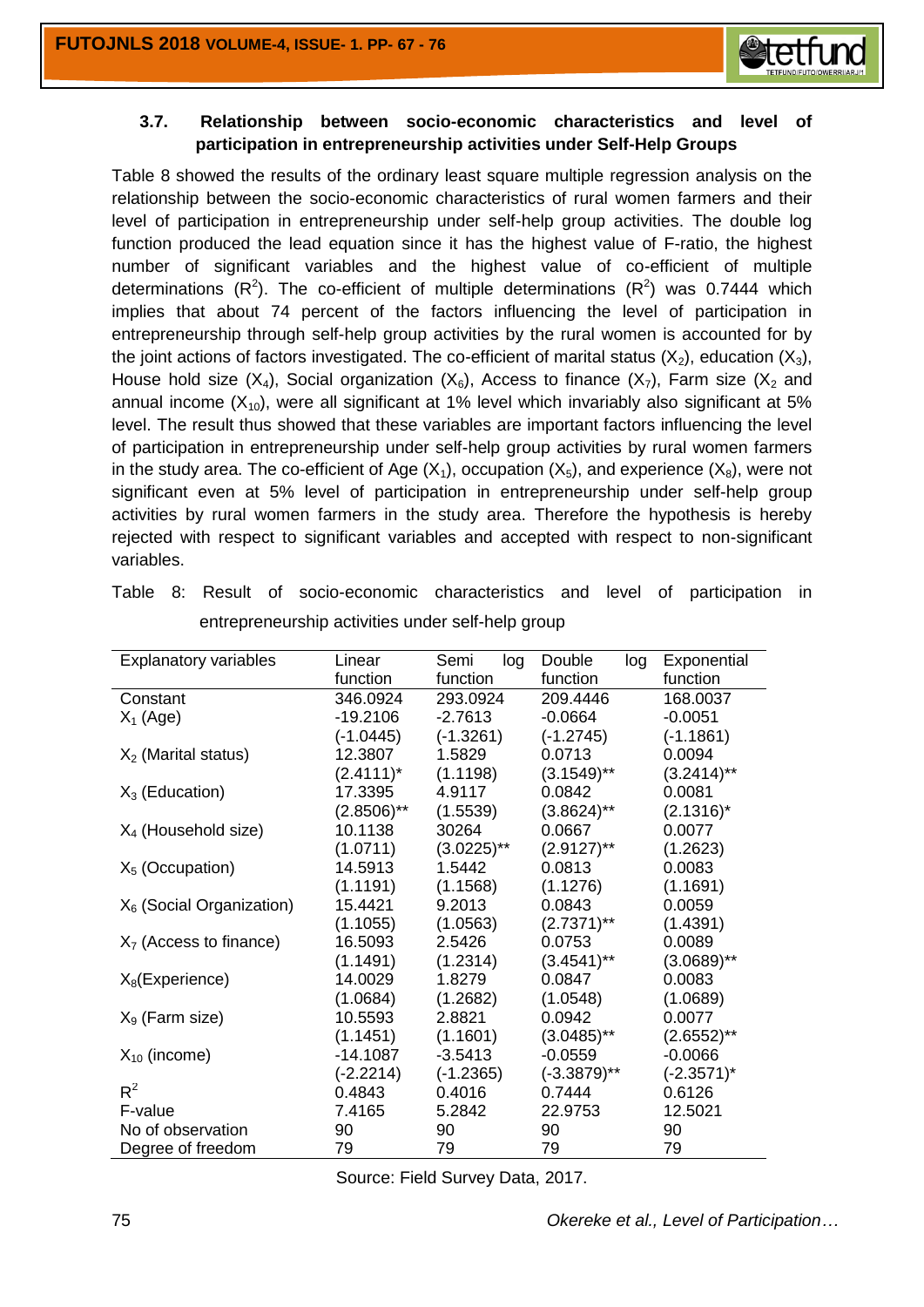### 3.7. Relationship between socio-economic characteristics and level of participation in entrepreneurship activities under Self-Help Groups

Table 8 showed the results of the ordinary least square multiple regression analysis on the relationship between the socio-economic characteristics of rural women farmers and their level of participation in entrepreneurship under self-help group activities. The double log function produced the lead equation since it has the highest value of F-ratio, the highest number of significant variables and the highest value of co-efficient of multiple determinations ($R^2$). The co-efficient of multiple determinations ($R^2$) was 0.7444 which implies that about 74 percent of the factors influencing the level of participation in entrepreneurship through self-help group activities by the rural women is accounted for by the joint actions of factors investigated. The co-efficient of marital status ($X_2$), education ($X_3$), House hold size ($X_4$), Social organization ($X_6$), Access to finance ($X_7$), Farm size ($X_2$ and annual income ($X_{10}$), were all significant at 1% level which invariably also significant at 5% level. The result thus showed that these variables are important factors influencing the level of participation in entrepreneurship under self-help group activities by rural women farmers in the study area. The co-efficient of Age ($X_1$), occupation ($X_5$), and experience ($X_8$), were not significant even at 5% level of participation in entrepreneurship under self-help group activities by rural women farmers in the study area. Therefore the hypothesis is hereby rejected with respect to significant variables and accepted with respect to non-significant variables.

Table 8: Result of socio-economic characteristics and level of participation in entrepreneurship activities under self-help group

| Explanatory variables | Linear function | Semi log function | Double log function | Exponential function |
|---|---|---|---|---|
| Constant | 346.0924 | 293.0924 | 209.4446 | 168.0037 |
| $X_1$ (Age) | -19.2106 | -2.7613 | -0.0664 | -0.0051 |
| | (-1.0445) | (-1.3261) | (-1.2745) | (-1.1861) |
| $X_2$ (Marital status) | 12.3807 | 1.5829 | 0.0713 | 0.0094 |
| | (2.4111)* | (1.1198) | (3.1549)** | (3.2414)** |
| $X_3$ (Education) | 17.3395 | 4.9117 | 0.0842 | 0.0081 |
| | (2.8506)** | (1.5539) | (3.8624)** | (2.1316)* |
| $X_4$ (Household size) | 10.1138 | 30264 | 0.0667 | 0.0077 |
| | (1.0711) | (3.0225)** | (2.9127)** | (1.2623) |
| $X_5$ (Occupation) | 14.5913 | 1.5442 | 0.0813 | 0.0083 |
| | (1.1191) | (1.1568) | (1.1276) | (1.1691) |
| $X_6$ (Social Organization) | 15.4421 | 9.2013 | 0.0843 | 0.0059 |
| | (1.1055) | (1.0563) | (2.7371)** | (1.4391) |
| $X_7$ (Access to finance) | 16.5093 | 2.5426 | 0.0753 | 0.0089 |
| | (1.1491) | (1.2314) | (3.4541)** | (3.0689)** |
| $X_8$(Experience) | 14.0029 | 1.8279 | 0.0847 | 0.0083 |
| | (1.0684) | (1.2682) | (1.0548) | (1.0689) |
| $X_9$ (Farm size) | 10.5593 | 2.8821 | 0.0942 | 0.0077 |
| | (1.1451) | (1.1601) | (3.0485)** | (2.6552)** |
| $X_{10}$ (income) | -14.1087 | -3.5413 | -0.0559 | -0.0066 |
| | (-2.2214) | (-1.2365) | (-3.3879)** | (-2.3571)* |
| $R^2$ | 0.4843 | 0.4016 | 0.7444 | 0.6126 |
| F-value | 7.4165 | 5.2842 | 22.9753 | 12.5021 |
| No of observation | 90 | 90 | 90 | 90 |
| Degree of freedom | 79 | 79 | 79 | 79 |

Source: Field Survey Data, 2017.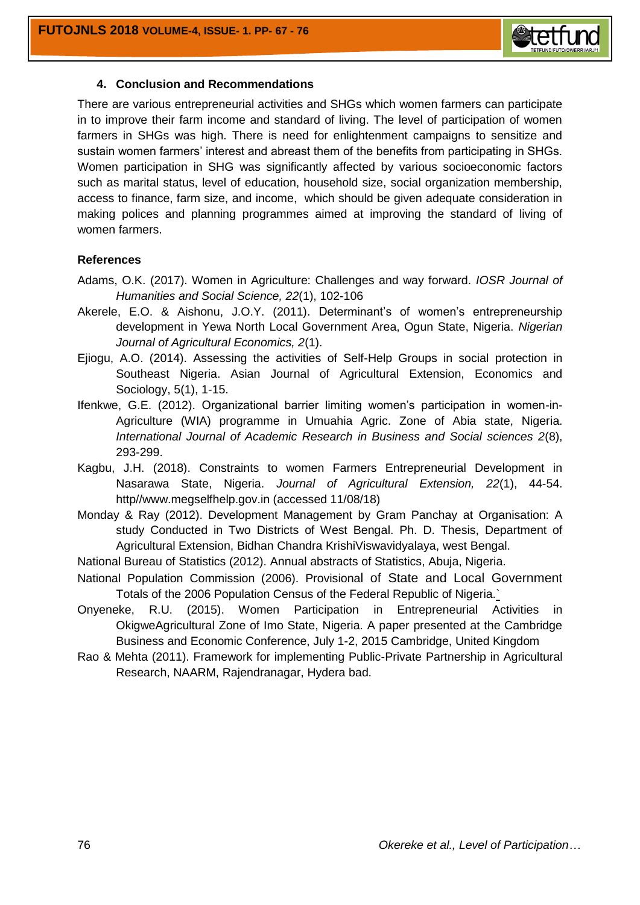## 4. Conclusion and Recommendations

There are various entrepreneurial activities and SHGs which women farmers can participate in to improve their farm income and standard of living. The level of participation of women farmers in SHGs was high. There is need for enlightenment campaigns to sensitize and sustain women farmers' interest and abreast them of the benefits from participating in SHGs. Women participation in SHG was significantly affected by various socioeconomic factors such as marital status, level of education, household size, social organization membership, access to finance, farm size, and income, which should be given adequate consideration in making polices and planning programmes aimed at improving the standard of living of women farmers.

## References

Adams, O.K. (2017). Women in Agriculture: Challenges and way forward. *IOSR Journal of Humanities and Social Science, 22*(1), 102-106

Akerele, E.O. & Aishonu, J.O.Y. (2011). Determinant's of women's entrepreneurship development in Yewa North Local Government Area, Ogun State, Nigeria. *Nigerian Journal of Agricultural Economics, 2*(1).

Ejiogu, A.O. (2014). Assessing the activities of Self-Help Groups in social protection in Southeast Nigeria. Asian Journal of Agricultural Extension, Economics and Sociology, 5(1), 1-15.

Ifenkwe, G.E. (2012). Organizational barrier limiting women's participation in women-in-Agriculture (WIA) programme in Umuahia Agric. Zone of Abia state, Nigeria. *International Journal of Academic Research in Business and Social sciences 2*(8), 293-299.

Kagbu, J.H. (2018). Constraints to women Farmers Entrepreneurial Development in Nasarawa State, Nigeria. *Journal of Agricultural Extension, 22*(1), 44-54. http//www.megselfhelp.gov.in (accessed 11/08/18)

Monday & Ray (2012). Development Management by Gram Panchay at Organisation: A study Conducted in Two Districts of West Bengal. Ph. D. Thesis, Department of Agricultural Extension, Bidhan Chandra KrishiViswavidyalaya, west Bengal.

National Bureau of Statistics (2012). Annual abstracts of Statistics, Abuja, Nigeria.

National Population Commission (2006). Provisional of State and Local Government Totals of the 2006 Population Census of the Federal Republic of Nigeria.`

Onyeneke, R.U. (2015). Women Participation in Entrepreneurial Activities in OkigweAgricultural Zone of Imo State, Nigeria. A paper presented at the Cambridge Business and Economic Conference, July 1-2, 2015 Cambridge, United Kingdom

Rao & Mehta (2011). Framework for implementing Public-Private Partnership in Agricultural Research, NAARM, Rajendranagar, Hydera bad.